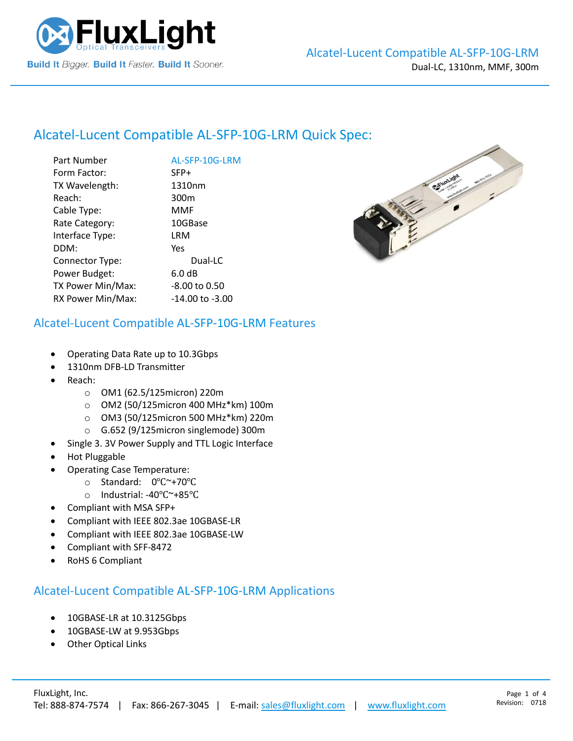# Alcatel-Lucent Compatible AL-SFP-10G-LRM

Dual-LC, 1310nm, MMF, 300m

## Alcatel-Lucent Compatible AL-SFP-10G-LRM Quick Spec:

| | |
|---|---|
| Part Number | AL-SFP-10G-LRM |
| Form Factor: | SFP+ |
| TX Wavelength: | 1310nm |
| Reach: | 300m |
| Cable Type: | MMF |
| Rate Category: | 10GBase |
| Interface Type: | LRM |
| DDM: | Yes |
| Connector Type: | Dual-LC |
| Power Budget: | 6.0 dB |
| TX Power Min/Max: | -8.00 to 0.50 |
| RX Power Min/Max: | -14.00 to -3.00 |

## Alcatel-Lucent Compatible AL-SFP-10G-LRM Features

- Operating Data Rate up to 10.3Gbps
- 1310nm DFB-LD Transmitter
- Reach:
  - OM1 (62.5/125micron) 220m
  - OM2 (50/125micron 400 MHz*km) 100m
  - OM3 (50/125micron 500 MHz*km) 220m
  - G.652 (9/125micron singlemode) 300m
- Single 3. 3V Power Supply and TTL Logic Interface
- Hot Pluggable
- Operating Case Temperature:
  - Standard: 0℃~+70℃
  - Industrial: -40℃~+85℃
- Compliant with MSA SFP+
- Compliant with IEEE 802.3ae 10GBASE-LR
- Compliant with IEEE 802.3ae 10GBASE-LW
- Compliant with SFF-8472
- RoHS 6 Compliant

## Alcatel-Lucent Compatible AL-SFP-10G-LRM Applications

- 10GBASE-LR at 10.3125Gbps
- 10GBASE-LW at 9.953Gbps
- Other Optical Links

FluxLight, Inc.
Tel: 888-874-7574 | Fax: 866-267-3045 | E-mail: sales@fluxlight.com | www.fluxlight.com

Revision: 0718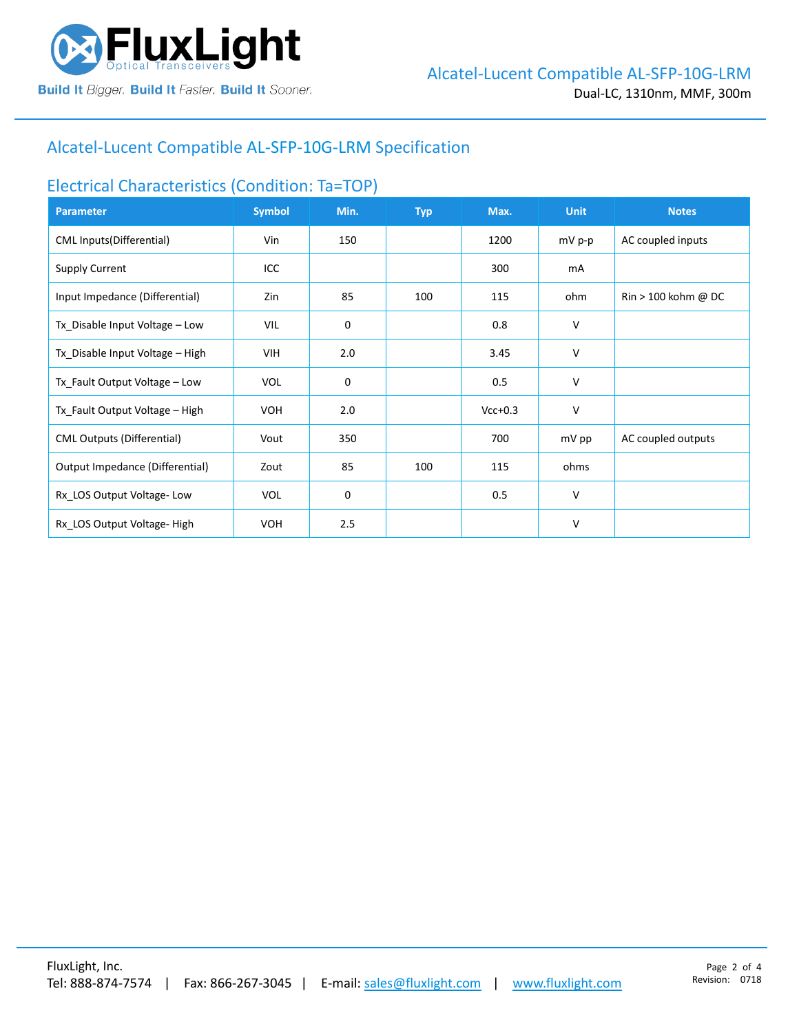## Alcatel-Lucent Compatible AL-SFP-10G-LRM Specification

### Electrical Characteristics (Condition: Ta=TOP)

| Parameter | Symbol | Min. | Typ | Max. | Unit | Notes |
| --- | --- | --- | --- | --- | --- | --- |
| CML Inputs(Differential) | Vin | 150 | | 1200 | mV p-p | AC coupled inputs |
| Supply Current | ICC | | | 300 | mA | |
| Input Impedance (Differential) | Zin | 85 | 100 | 115 | ohm | Rin > 100 kohm @ DC |
| Tx_Disable Input Voltage – Low | VIL | 0 | | 0.8 | V | |
| Tx_Disable Input Voltage – High | VIH | 2.0 | | 3.45 | V | |
| Tx_Fault Output Voltage – Low | VOL | 0 | | 0.5 | V | |
| Tx_Fault Output Voltage – High | VOH | 2.0 | | Vcc+0.3 | V | |
| CML Outputs (Differential) | Vout | 350 | | 700 | mV pp | AC coupled outputs |
| Output Impedance (Differential) | Zout | 85 | 100 | 115 | ohms | |
| Rx_LOS Output Voltage- Low | VOL | 0 | | 0.5 | V | |
| Rx_LOS Output Voltage- High | VOH | 2.5 | | | V | |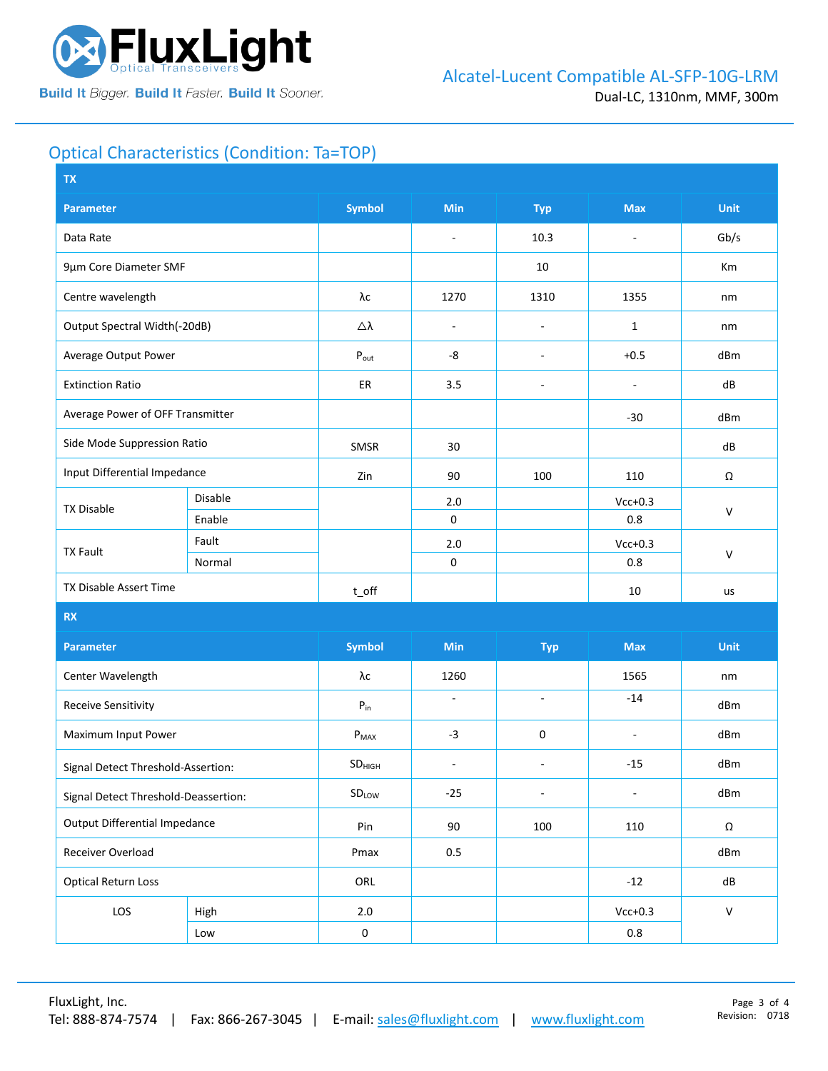## Optical Characteristics (Condition: Ta=TOP)

| TX | | | | | | |
|---|---|---|---|---|---|---|
| **Parameter** | | **Symbol** | **Min** | **Typ** | **Max** | **Unit** |
| Data Rate | | | - | 10.3 | - | Gb/s |
| 9µm Core Diameter SMF | | | | 10 | | Km |
| Centre wavelength | | λc | 1270 | 1310 | 1355 | nm |
| Output Spectral Width(-20dB) | | △λ | - | - | 1 | nm |
| Average Output Power | | $P_{out}$ | -8 | - | +0.5 | dBm |
| Extinction Ratio | | ER | 3.5 | - | - | dB |
| Average Power of OFF Transmitter | | | | | -30 | dBm |
| Side Mode Suppression Ratio | | SMSR | 30 | | | dB |
| Input Differential Impedance | | Zin | 90 | 100 | 110 | Ω |
| TX Disable | Disable | | 2.0 | | Vcc+0.3 | V |
| | Enable | | 0 | | 0.8 | |
| TX Fault | Fault | | 2.0 | | Vcc+0.3 | V |
| | Normal | | 0 | | 0.8 | |
| TX Disable Assert Time | | t_off | | | 10 | us |

| RX | | | | | | |
|---|---|---|---|---|---|---|
| **Parameter** | | **Symbol** | **Min** | **Typ** | **Max** | **Unit** |
| Center Wavelength | | λc | 1260 | | 1565 | nm |
| Receive Sensitivity | | $P_{in}$ | - | - | -14 | dBm |
| Maximum Input Power | | $P_{MAX}$ | -3 | 0 | - | dBm |
| Signal Detect Threshold-Assertion: | | $SD_{HIGH}$ | - | - | -15 | dBm |
| Signal Detect Threshold-Deassertion: | | $SD_{LOW}$ | -25 | - | - | dBm |
| Output Differential Impedance | | Pin | 90 | 100 | 110 | Ω |
| Receiver Overload | | Pmax | 0.5 | | | dBm |
| Optical Return Loss | | ORL | | | -12 | dB |
| LOS | High | 2.0 | | | Vcc+0.3 | V |
| | Low | 0 | | | 0.8 | |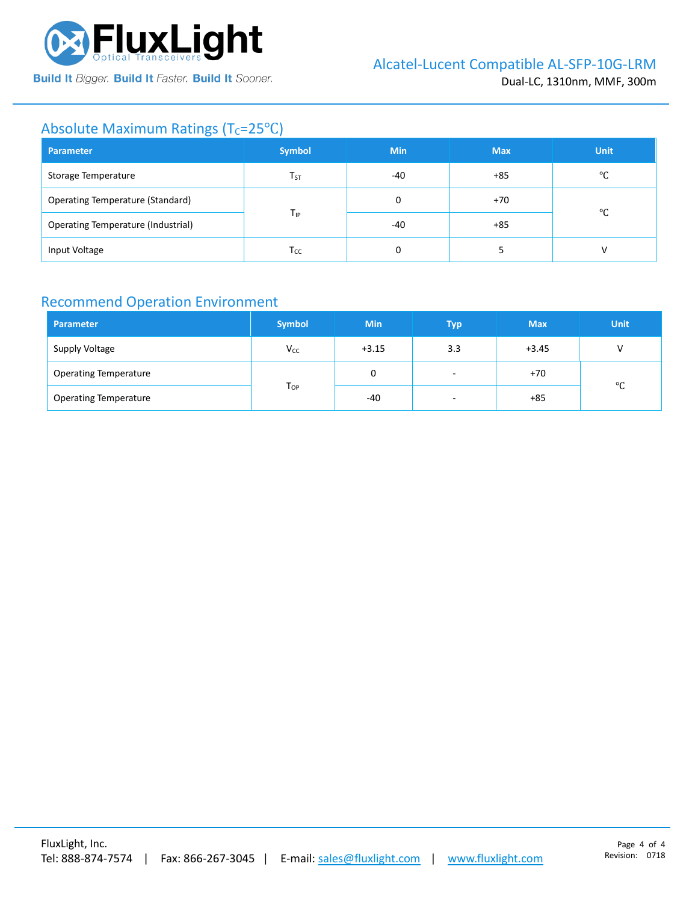## Absolute Maximum Ratings ($T_C$=25℃)

| Parameter | Symbol | Min | Max | Unit |
|---|---|---|---|---|
| Storage Temperature | $T_{ST}$ | -40 | +85 | ℃ |
| Operating Temperature (Standard) | $T_{IP}$ | 0 | +70 | ℃ |
| Operating Temperature (Industrial) | | -40 | +85 | |
| Input Voltage | $T_{CC}$ | 0 | 5 | V |

## Recommend Operation Environment

| Parameter | Symbol | Min | Typ | Max | Unit |
|---|---|---|---|---|---|
| Supply Voltage | $V_{CC}$ | +3.15 | 3.3 | +3.45 | V |
| Operating Temperature | $T_{OP}$ | 0 | - | +70 | ℃ |
| Operating Temperature | | -40 | - | +85 | |

FluxLight, Inc.
Tel: 888-874-7574 | Fax: 866-267-3045 | E-mail: sales@fluxlight.com | www.fluxlight.com